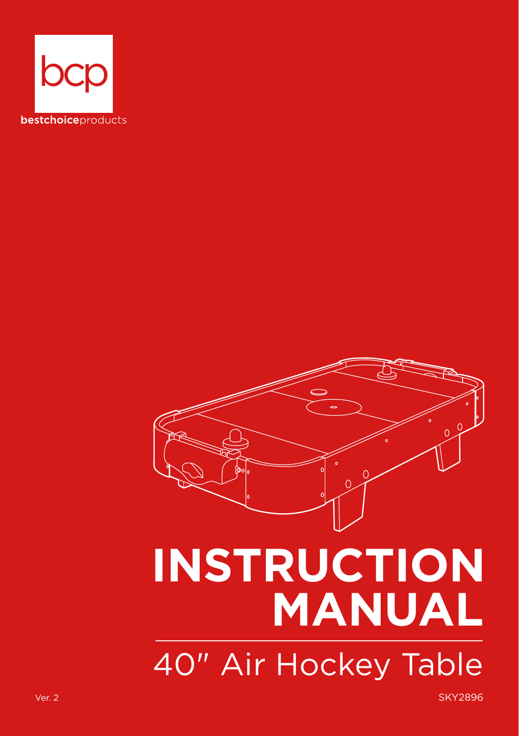bcp

**bestchoice**products

# INSTRUCTION MANUAL

## 40″ Air Hockey Table

Ver. 2

SKY2896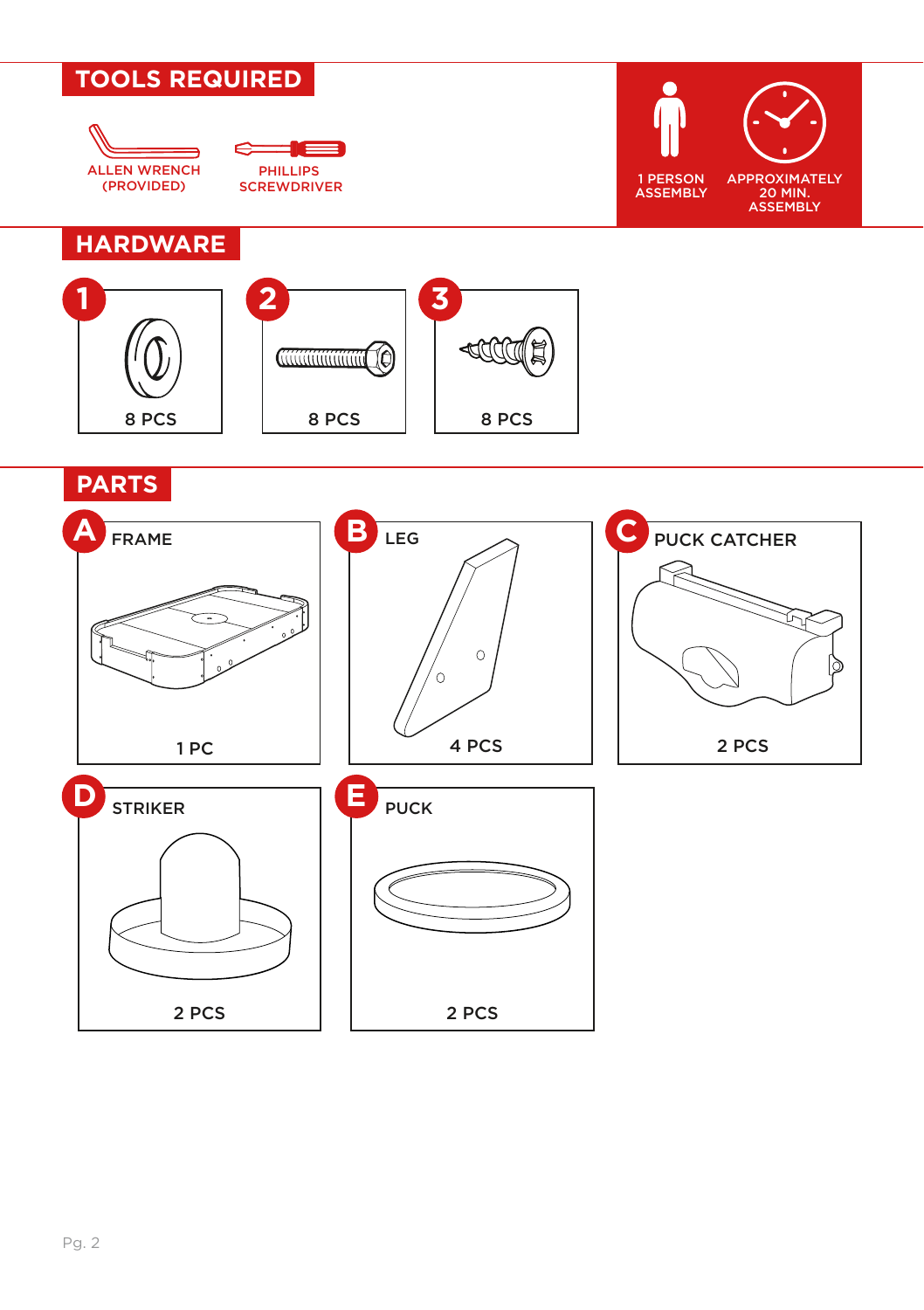## TOOLS REQUIRED

- ALLEN WRENCH (PROVIDED)
- PHILLIPS SCREWDRIVER

1 PERSON ASSEMBLY

APPROXIMATELY 20 MIN. ASSEMBLY

## HARDWARE

| # | Quantity |
|---|---|
| 1 | 8 PCS |
| 2 | 8 PCS |
| 3 | 8 PCS |

## PARTS

| Part | Name | Quantity |
|---|---|---|
| A | FRAME | 1 PC |
| B | LEG | 4 PCS |
| C | PUCK CATCHER | 2 PCS |
| D | STRIKER | 2 PCS |
| E | PUCK | 2 PCS |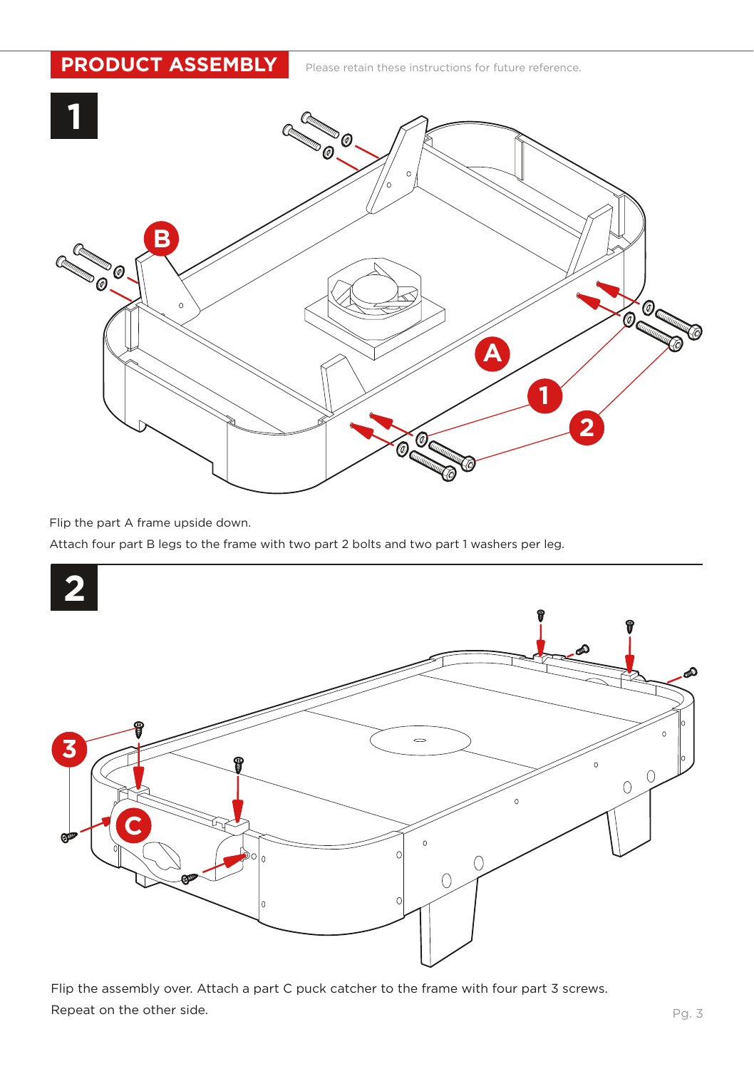# PRODUCT ASSEMBLY

Please retain these instructions for future reference.

## 1

Flip the part A frame upside down.

Attach four part B legs to the frame with two part 2 bolts and two part 1 washers per leg.

## 2

Flip the assembly over. Attach a part C puck catcher to the frame with four part 3 screws.

Repeat on the other side.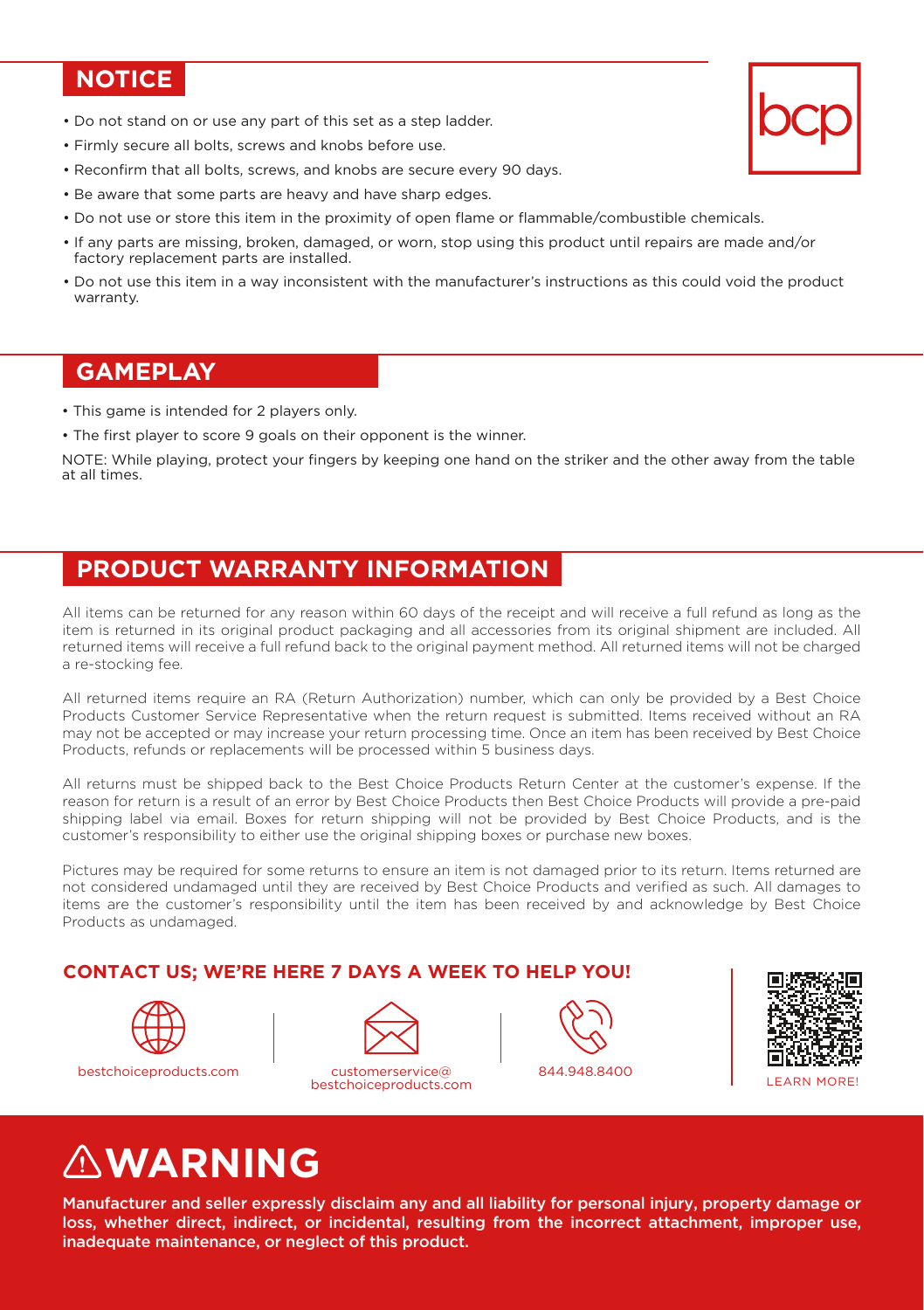## NOTICE

- Do not stand on or use any part of this set as a step ladder.
- Firmly secure all bolts, screws and knobs before use.
- Reconfirm that all bolts, screws, and knobs are secure every 90 days.
- Be aware that some parts are heavy and have sharp edges.
- Do not use or store this item in the proximity of open flame or flammable/combustible chemicals.
- If any parts are missing, broken, damaged, or worn, stop using this product until repairs are made and/or factory replacement parts are installed.
- Do not use this item in a way inconsistent with the manufacturer's instructions as this could void the product warranty.

bcp

## GAMEPLAY

- This game is intended for 2 players only.
- The first player to score 9 goals on their opponent is the winner.

NOTE: While playing, protect your fingers by keeping one hand on the striker and the other away from the table at all times.

## PRODUCT WARRANTY INFORMATION

All items can be returned for any reason within 60 days of the receipt and will receive a full refund as long as the item is returned in its original product packaging and all accessories from its original shipment are included. All returned items will receive a full refund back to the original payment method. All returned items will not be charged a re-stocking fee.

All returned items require an RA (Return Authorization) number, which can only be provided by a Best Choice Products Customer Service Representative when the return request is submitted. Items received without an RA may not be accepted or may increase your return processing time. Once an item has been received by Best Choice Products, refunds or replacements will be processed within 5 business days.

All returns must be shipped back to the Best Choice Products Return Center at the customer's expense. If the reason for return is a result of an error by Best Choice Products then Best Choice Products will provide a pre-paid shipping label via email. Boxes for return shipping will not be provided by Best Choice Products, and is the customer's responsibility to either use the original shipping boxes or purchase new boxes.

Pictures may be required for some returns to ensure an item is not damaged prior to its return. Items returned are not considered undamaged until they are received by Best Choice Products and verified as such. All damages to items are the customer's responsibility until the item has been received by and acknowledge by Best Choice Products as undamaged.

### CONTACT US; WE'RE HERE 7 DAYS A WEEK TO HELP YOU!

bestchoiceproducts.com

customerservice@bestchoiceproducts.com

844.948.8400

LEARN MORE!

## ⚠WARNING

**Manufacturer and seller expressly disclaim any and all liability for personal injury, property damage or loss, whether direct, indirect, or incidental, resulting from the incorrect attachment, improper use, inadequate maintenance, or neglect of this product.**